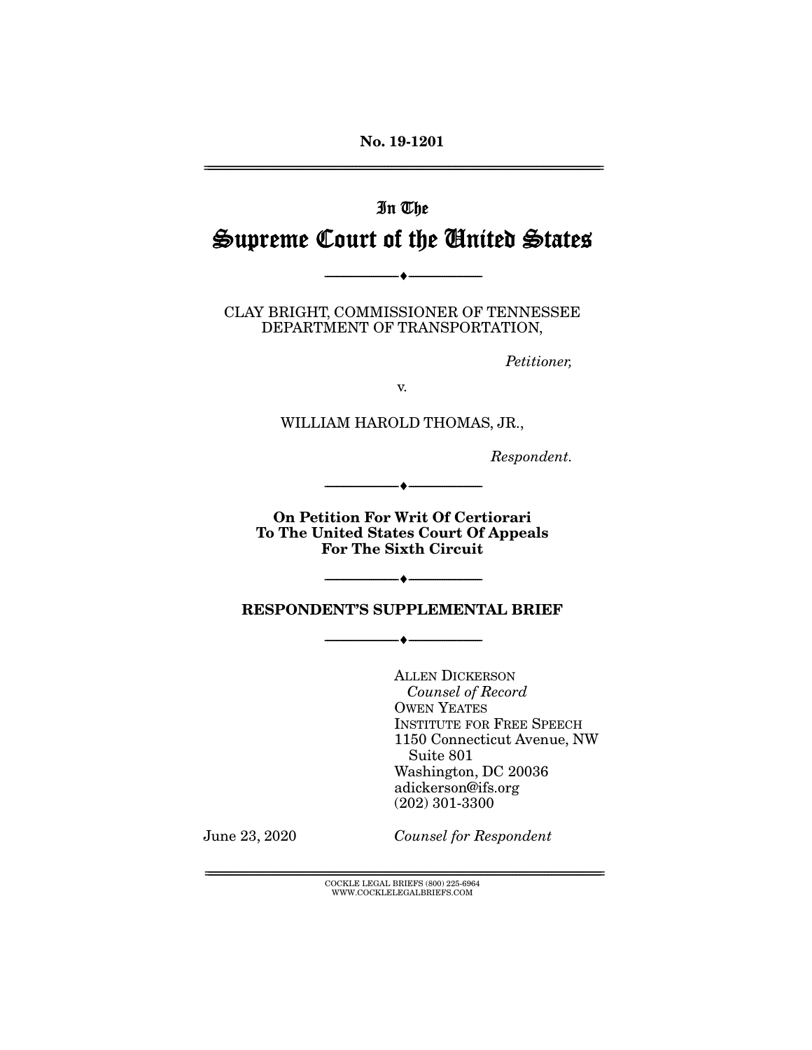No. 19-1201

# In The
# Supreme Court of the United States

---

CLAY BRIGHT, COMMISSIONER OF TENNESSEE DEPARTMENT OF TRANSPORTATION,

*Petitioner,*

v.

WILLIAM HAROLD THOMAS, JR.,

*Respondent.*

---

**On Petition For Writ Of Certiorari To The United States Court Of Appeals For The Sixth Circuit**

---

**RESPONDENT'S SUPPLEMENTAL BRIEF**

---

ALLEN DICKERSON
*Counsel of Record*
OWEN YEATES
INSTITUTE FOR FREE SPEECH
1150 Connecticut Avenue, NW
Suite 801
Washington, DC 20036
adickerson@ifs.org
(202) 301-3300

June 23, 2020

*Counsel for Respondent*

COCKLE LEGAL BRIEFS (800) 225-6964
WWW.COCKLELEGALBRIEFS.COM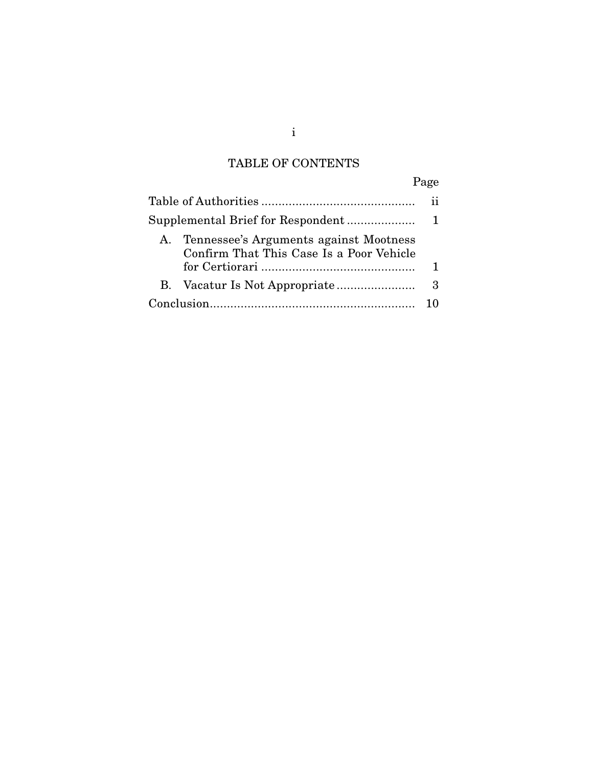# TABLE OF CONTENTS

| | Page |
|---|---|
| Table of Authorities | ii |
| Supplemental Brief for Respondent | 1 |
| A. Tennessee's Arguments against Mootness Confirm That This Case Is a Poor Vehicle for Certiorari | 1 |
| B. Vacatur Is Not Appropriate | 3 |
| Conclusion | 10 |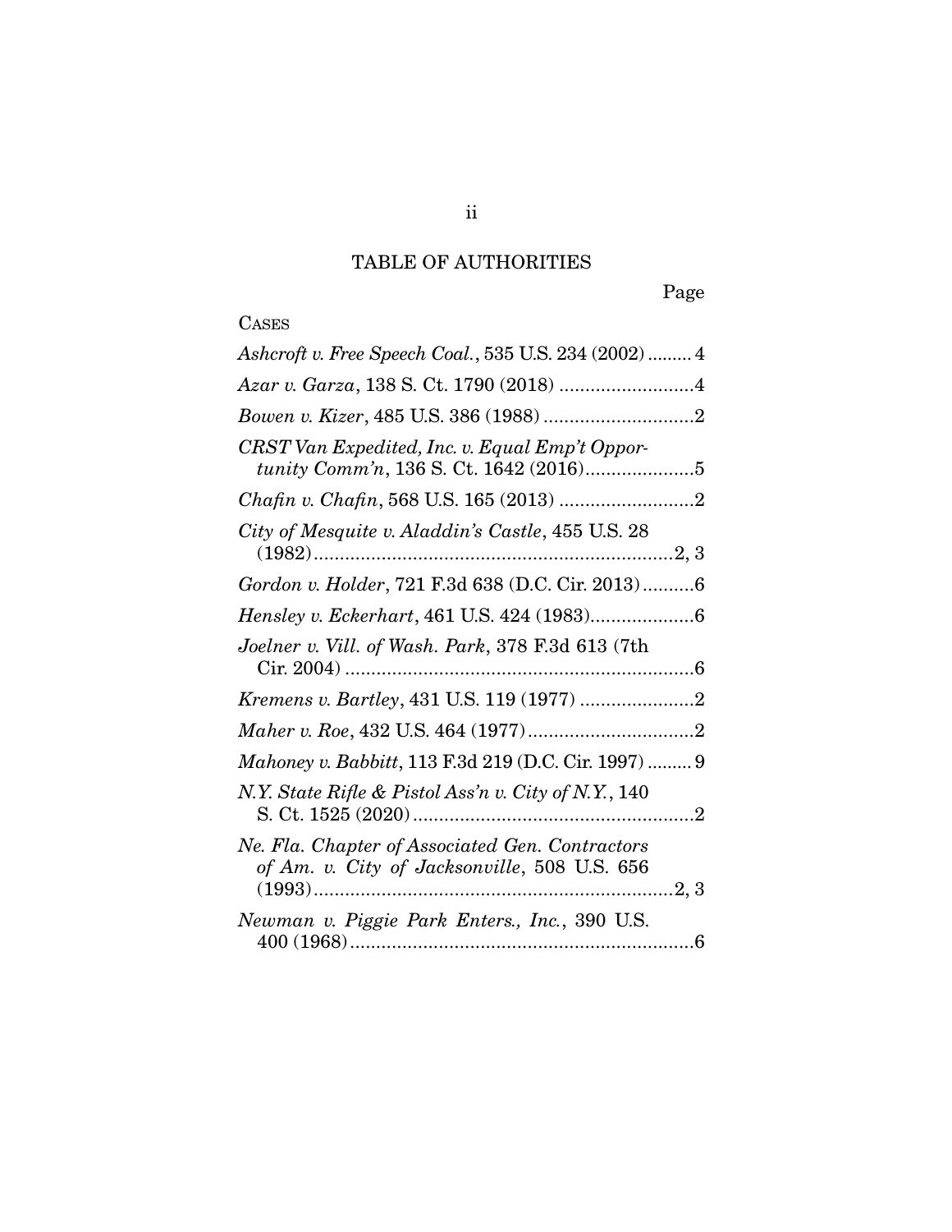# TABLE OF AUTHORITIES

Page

CASES

*Ashcroft v. Free Speech Coal.*, 535 U.S. 234 (2002) ......... 4

*Azar v. Garza*, 138 S. Ct. 1790 (2018) .......................... 4

*Bowen v. Kizer*, 485 U.S. 386 (1988) ............................. 2

*CRST Van Expedited, Inc. v. Equal Emp't Opportunity Comm'n*, 136 S. Ct. 1642 (2016)..................... 5

*Chafin v. Chafin*, 568 U.S. 165 (2013) .......................... 2

*City of Mesquite v. Aladdin's Castle*, 455 U.S. 28 (1982).................................................................... 2, 3

*Gordon v. Holder*, 721 F.3d 638 (D.C. Cir. 2013).......... 6

*Hensley v. Eckerhart*, 461 U.S. 424 (1983).................... 6

*Joelner v. Vill. of Wash. Park*, 378 F.3d 613 (7th Cir. 2004) ................................................................... 6

*Kremens v. Bartley*, 431 U.S. 119 (1977) ...................... 2

*Maher v. Roe*, 432 U.S. 464 (1977)................................ 2

*Mahoney v. Babbitt*, 113 F.3d 219 (D.C. Cir. 1997) ......... 9

*N.Y. State Rifle & Pistol Ass'n v. City of N.Y.*, 140 S. Ct. 1525 (2020) ...................................................... 2

*Ne. Fla. Chapter of Associated Gen. Contractors of Am. v. City of Jacksonville*, 508 U.S. 656 (1993).................................................................... 2, 3

*Newman v. Piggie Park Enters., Inc.*, 390 U.S. 400 (1968) .................................................................. 6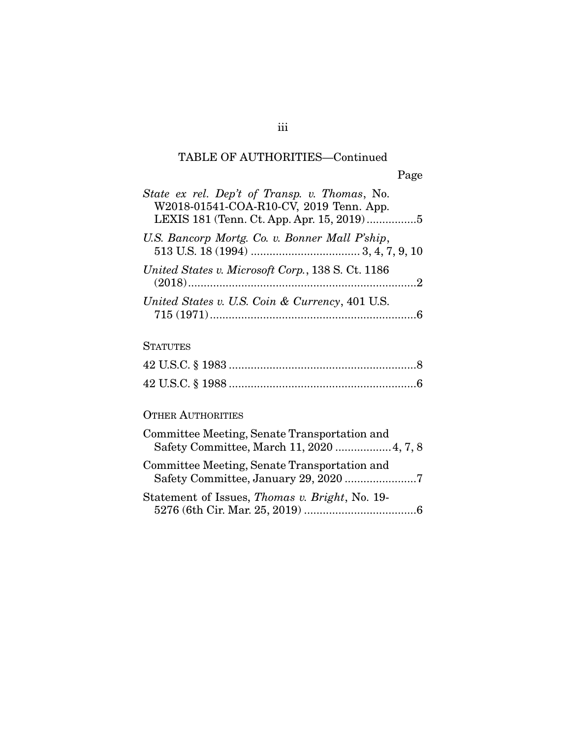TABLE OF AUTHORITIES—Continued

Page

*State ex rel. Dep't of Transp. v. Thomas*, No. W2018-01541-COA-R10-CV, 2019 Tenn. App. LEXIS 181 (Tenn. Ct. App. Apr. 15, 2019) ................5

*U.S. Bancorp Mortg. Co. v. Bonner Mall P'ship*, 513 U.S. 18 (1994) .................................. 3, 4, 7, 9, 10

*United States v. Microsoft Corp.*, 138 S. Ct. 1186 (2018) ........................................................................2

*United States v. U.S. Coin & Currency*, 401 U.S. 715 (1971) ..................................................................6

STATUTES

42 U.S.C. § 1983 ...........................................................8

42 U.S.C. § 1988 ...........................................................6

OTHER AUTHORITIES

Committee Meeting, Senate Transportation and Safety Committee, March 11, 2020 .................. 4, 7, 8

Committee Meeting, Senate Transportation and Safety Committee, January 29, 2020 .......................7

Statement of Issues, *Thomas v. Bright*, No. 19-5276 (6th Cir. Mar. 25, 2019) ...................................6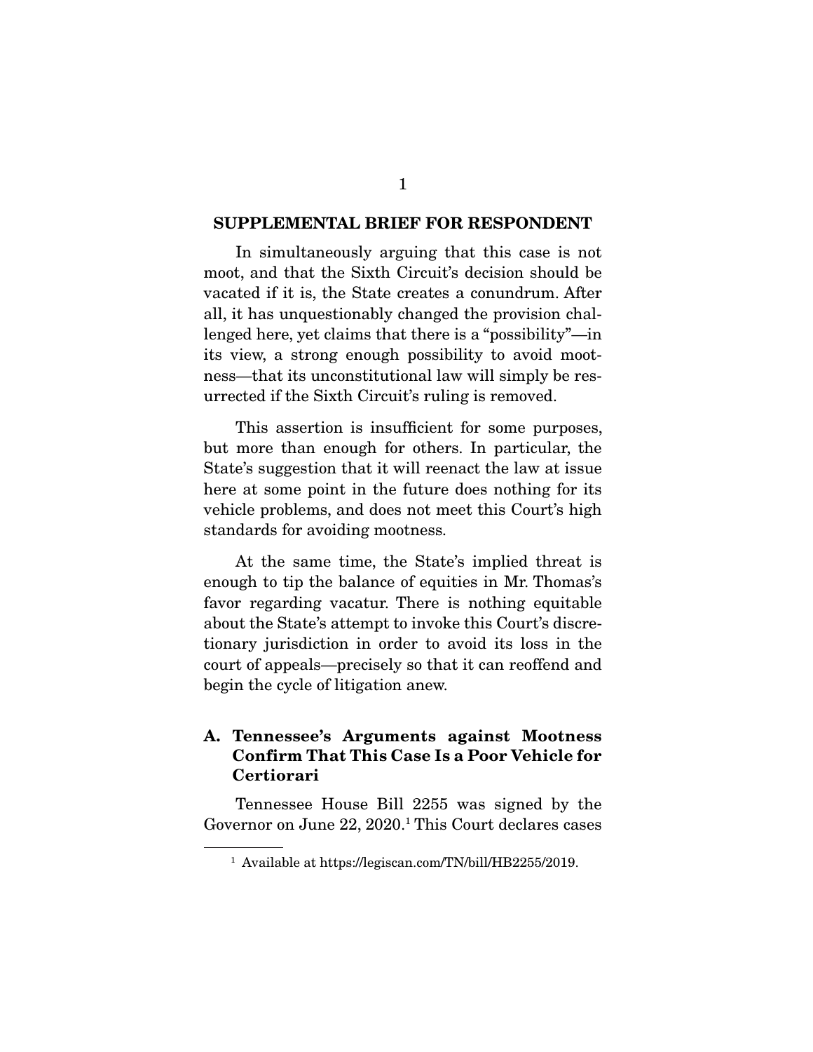## SUPPLEMENTAL BRIEF FOR RESPONDENT

In simultaneously arguing that this case is not moot, and that the Sixth Circuit's decision should be vacated if it is, the State creates a conundrum. After all, it has unquestionably changed the provision challenged here, yet claims that there is a "possibility"—in its view, a strong enough possibility to avoid mootness—that its unconstitutional law will simply be resurrected if the Sixth Circuit's ruling is removed.

This assertion is insufficient for some purposes, but more than enough for others. In particular, the State's suggestion that it will reenact the law at issue here at some point in the future does nothing for its vehicle problems, and does not meet this Court's high standards for avoiding mootness.

At the same time, the State's implied threat is enough to tip the balance of equities in Mr. Thomas's favor regarding vacatur. There is nothing equitable about the State's attempt to invoke this Court's discretionary jurisdiction in order to avoid its loss in the court of appeals—precisely so that it can reoffend and begin the cycle of litigation anew.

### A. Tennessee's Arguments against Mootness Confirm That This Case Is a Poor Vehicle for Certiorari

Tennessee House Bill 2255 was signed by the Governor on June 22, 2020.[1] This Court declares cases

[1] Available at https://legiscan.com/TN/bill/HB2255/2019.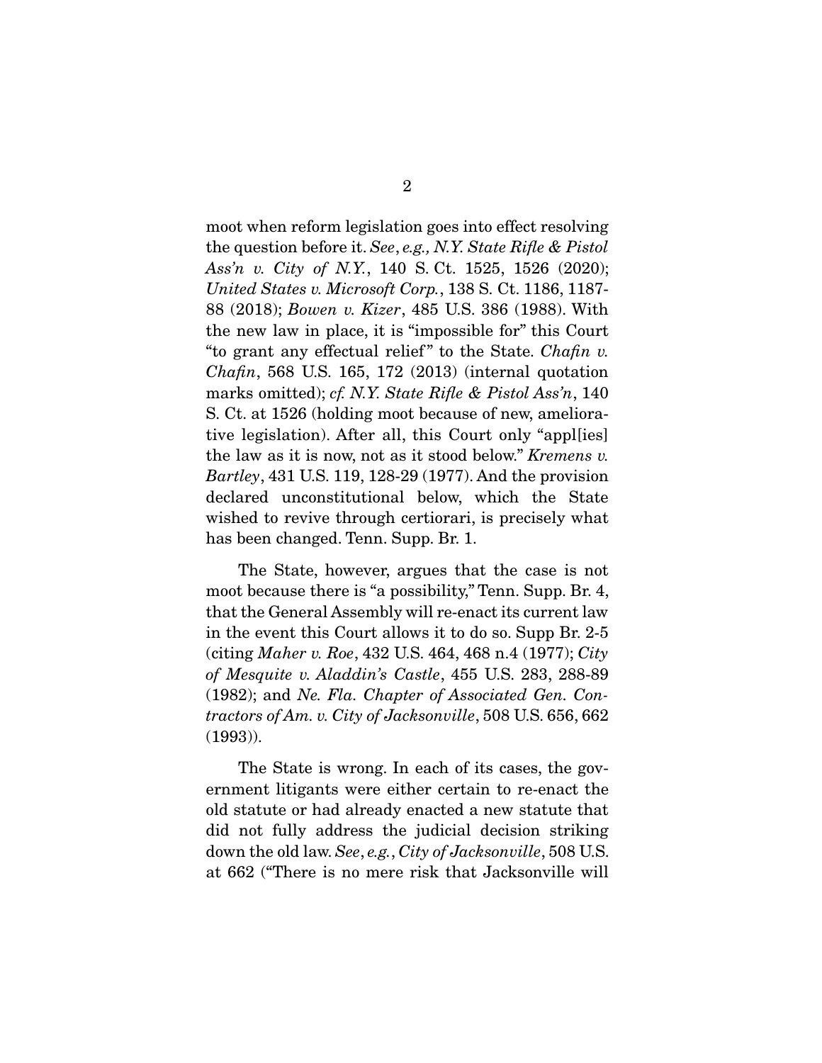moot when reform legislation goes into effect resolving the question before it. *See, e.g., N.Y. State Rifle & Pistol Ass'n v. City of N.Y.*, 140 S. Ct. 1525, 1526 (2020); *United States v. Microsoft Corp.*, 138 S. Ct. 1186, 1187-88 (2018); *Bowen v. Kizer*, 485 U.S. 386 (1988). With the new law in place, it is "impossible for" this Court "to grant any effectual relief" to the State. *Chafin v. Chafin*, 568 U.S. 165, 172 (2013) (internal quotation marks omitted); *cf. N.Y. State Rifle & Pistol Ass'n*, 140 S. Ct. at 1526 (holding moot because of new, ameliorative legislation). After all, this Court only "appl[ies] the law as it is now, not as it stood below." *Kremens v. Bartley*, 431 U.S. 119, 128-29 (1977). And the provision declared unconstitutional below, which the State wished to revive through certiorari, is precisely what has been changed. Tenn. Supp. Br. 1.

The State, however, argues that the case is not moot because there is "a possibility," Tenn. Supp. Br. 4, that the General Assembly will re-enact its current law in the event this Court allows it to do so. Supp Br. 2-5 (citing *Maher v. Roe*, 432 U.S. 464, 468 n.4 (1977); *City of Mesquite v. Aladdin's Castle*, 455 U.S. 283, 288-89 (1982); and *Ne. Fla. Chapter of Associated Gen. Contractors of Am. v. City of Jacksonville*, 508 U.S. 656, 662 (1993)).

The State is wrong. In each of its cases, the government litigants were either certain to re-enact the old statute or had already enacted a new statute that did not fully address the judicial decision striking down the old law. *See, e.g., City of Jacksonville*, 508 U.S. at 662 ("There is no mere risk that Jacksonville will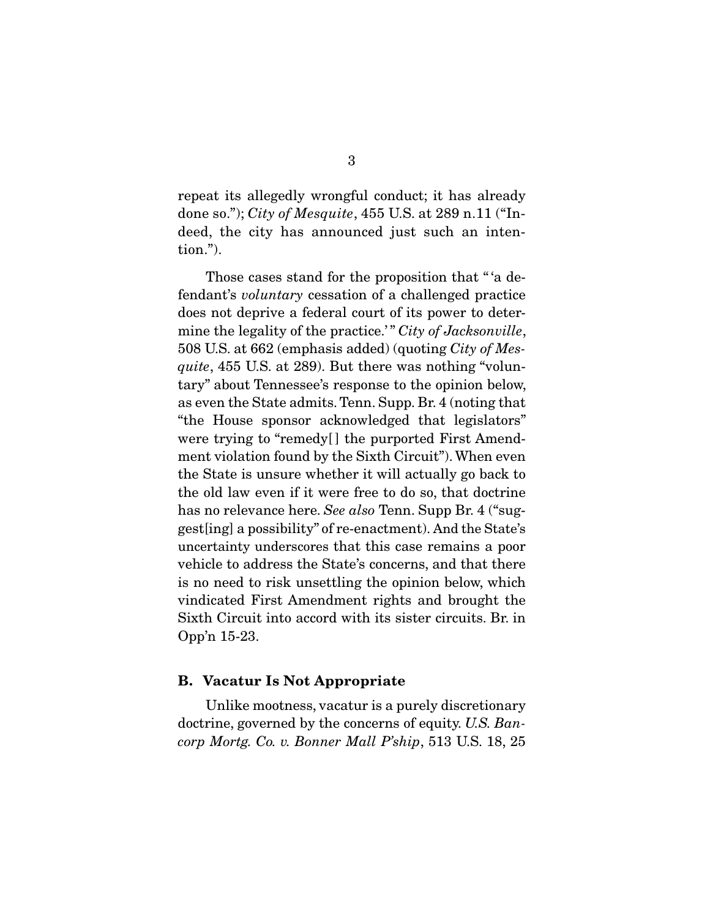repeat its allegedly wrongful conduct; it has already done so."); *City of Mesquite*, 455 U.S. at 289 n.11 ("Indeed, the city has announced just such an intention.").

Those cases stand for the proposition that "'a defendant's *voluntary* cessation of a challenged practice does not deprive a federal court of its power to determine the legality of the practice.'" *City of Jacksonville*, 508 U.S. at 662 (emphasis added) (quoting *City of Mesquite*, 455 U.S. at 289). But there was nothing "voluntary" about Tennessee's response to the opinion below, as even the State admits. Tenn. Supp. Br. 4 (noting that "the House sponsor acknowledged that legislators" were trying to "remedy[ ] the purported First Amendment violation found by the Sixth Circuit"). When even the State is unsure whether it will actually go back to the old law even if it were free to do so, that doctrine has no relevance here. *See also* Tenn. Supp Br. 4 ("suggest[ing] a possibility" of re-enactment). And the State's uncertainty underscores that this case remains a poor vehicle to address the State's concerns, and that there is no need to risk unsettling the opinion below, which vindicated First Amendment rights and brought the Sixth Circuit into accord with its sister circuits. Br. in Opp'n 15-23.

### B. Vacatur Is Not Appropriate

Unlike mootness, vacatur is a purely discretionary doctrine, governed by the concerns of equity. *U.S. Bancorp Mortg. Co. v. Bonner Mall P'ship*, 513 U.S. 18, 25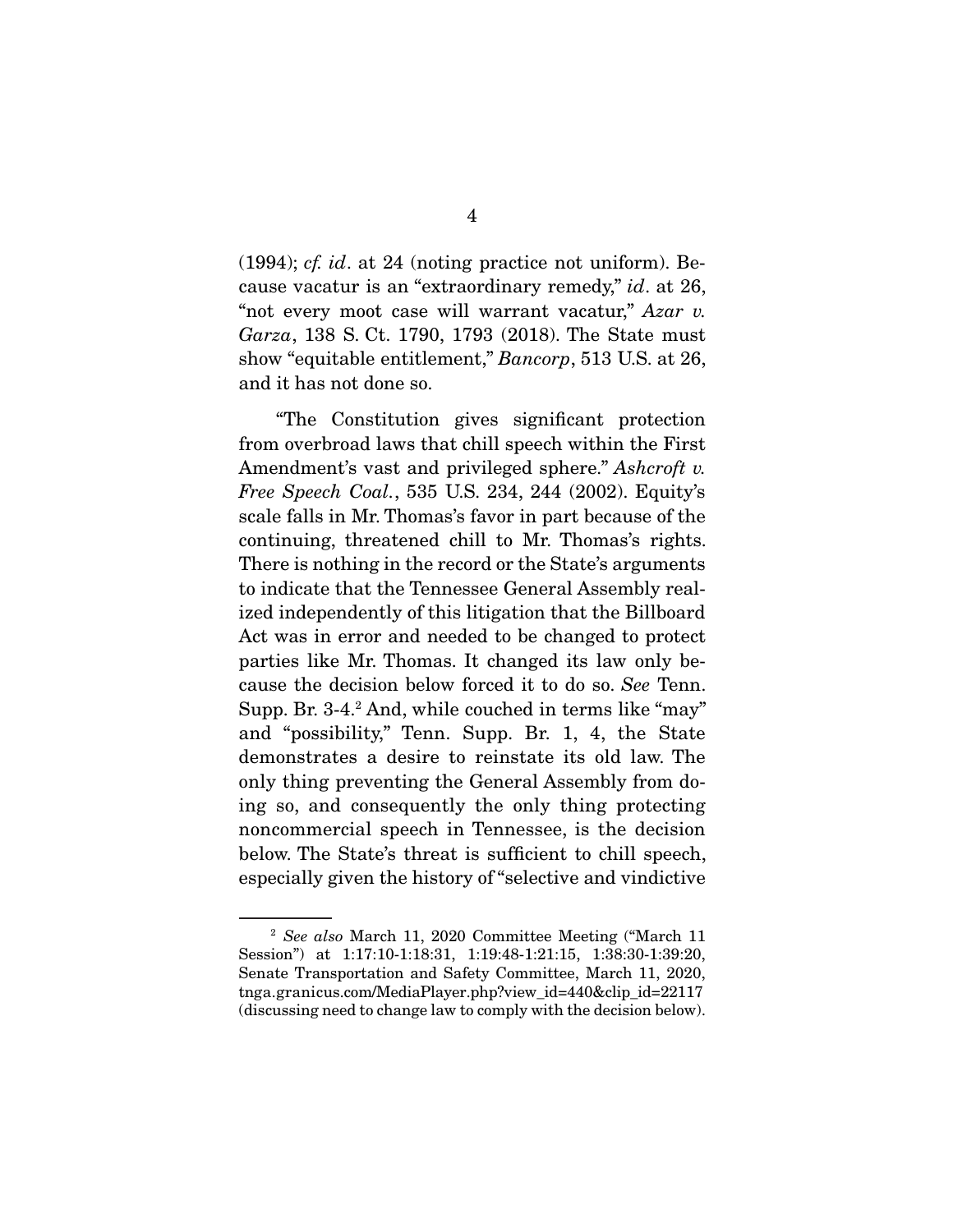(1994); *cf. id*. at 24 (noting practice not uniform). Because vacatur is an "extraordinary remedy," *id*. at 26, "not every moot case will warrant vacatur," *Azar v. Garza*, 138 S. Ct. 1790, 1793 (2018). The State must show "equitable entitlement," *Bancorp*, 513 U.S. at 26, and it has not done so.

"The Constitution gives significant protection from overbroad laws that chill speech within the First Amendment's vast and privileged sphere." *Ashcroft v. Free Speech Coal.*, 535 U.S. 234, 244 (2002). Equity's scale falls in Mr. Thomas's favor in part because of the continuing, threatened chill to Mr. Thomas's rights. There is nothing in the record or the State's arguments to indicate that the Tennessee General Assembly realized independently of this litigation that the Billboard Act was in error and needed to be changed to protect parties like Mr. Thomas. It changed its law only because the decision below forced it to do so. *See* Tenn. Supp. Br. 3-4.[2] And, while couched in terms like "may" and "possibility," Tenn. Supp. Br. 1, 4, the State demonstrates a desire to reinstate its old law. The only thing preventing the General Assembly from doing so, and consequently the only thing protecting noncommercial speech in Tennessee, is the decision below. The State's threat is sufficient to chill speech, especially given the history of "selective and vindictive

---

[2] *See also* March 11, 2020 Committee Meeting ("March 11 Session") at 1:17:10-1:18:31, 1:19:48-1:21:15, 1:38:30-1:39:20, Senate Transportation and Safety Committee, March 11, 2020, tnga.granicus.com/MediaPlayer.php?view_id=440&clip_id=22117 (discussing need to change law to comply with the decision below).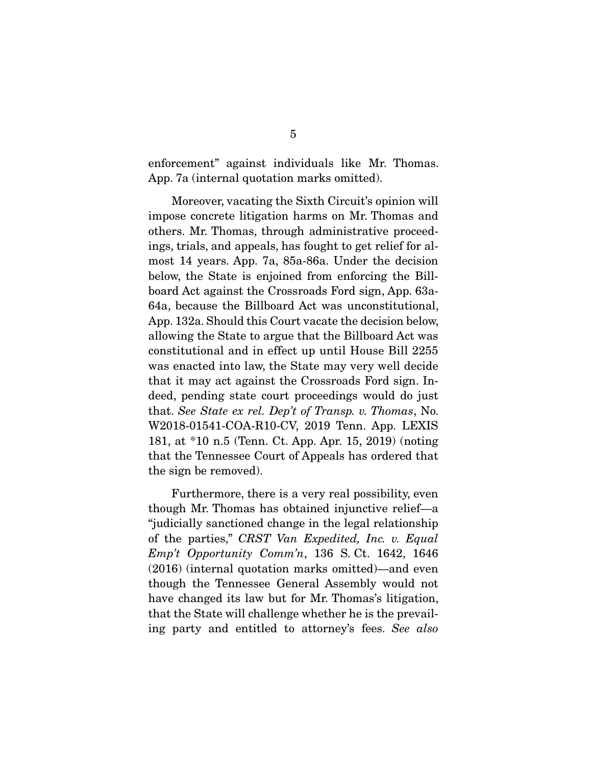enforcement" against individuals like Mr. Thomas. App. 7a (internal quotation marks omitted).

Moreover, vacating the Sixth Circuit's opinion will impose concrete litigation harms on Mr. Thomas and others. Mr. Thomas, through administrative proceedings, trials, and appeals, has fought to get relief for almost 14 years. App. 7a, 85a-86a. Under the decision below, the State is enjoined from enforcing the Billboard Act against the Crossroads Ford sign, App. 63a-64a, because the Billboard Act was unconstitutional, App. 132a. Should this Court vacate the decision below, allowing the State to argue that the Billboard Act was constitutional and in effect up until House Bill 2255 was enacted into law, the State may very well decide that it may act against the Crossroads Ford sign. Indeed, pending state court proceedings would do just that. *See State ex rel. Dep't of Transp. v. Thomas*, No. W2018-01541-COA-R10-CV, 2019 Tenn. App. LEXIS 181, at *10 n.5 (Tenn. Ct. App. Apr. 15, 2019) (noting that the Tennessee Court of Appeals has ordered that the sign be removed).

Furthermore, there is a very real possibility, even though Mr. Thomas has obtained injunctive relief—a "judicially sanctioned change in the legal relationship of the parties," *CRST Van Expedited, Inc. v. Equal Emp't Opportunity Comm'n*, 136 S. Ct. 1642, 1646 (2016) (internal quotation marks omitted)—and even though the Tennessee General Assembly would not have changed its law but for Mr. Thomas's litigation, that the State will challenge whether he is the prevailing party and entitled to attorney's fees. *See also*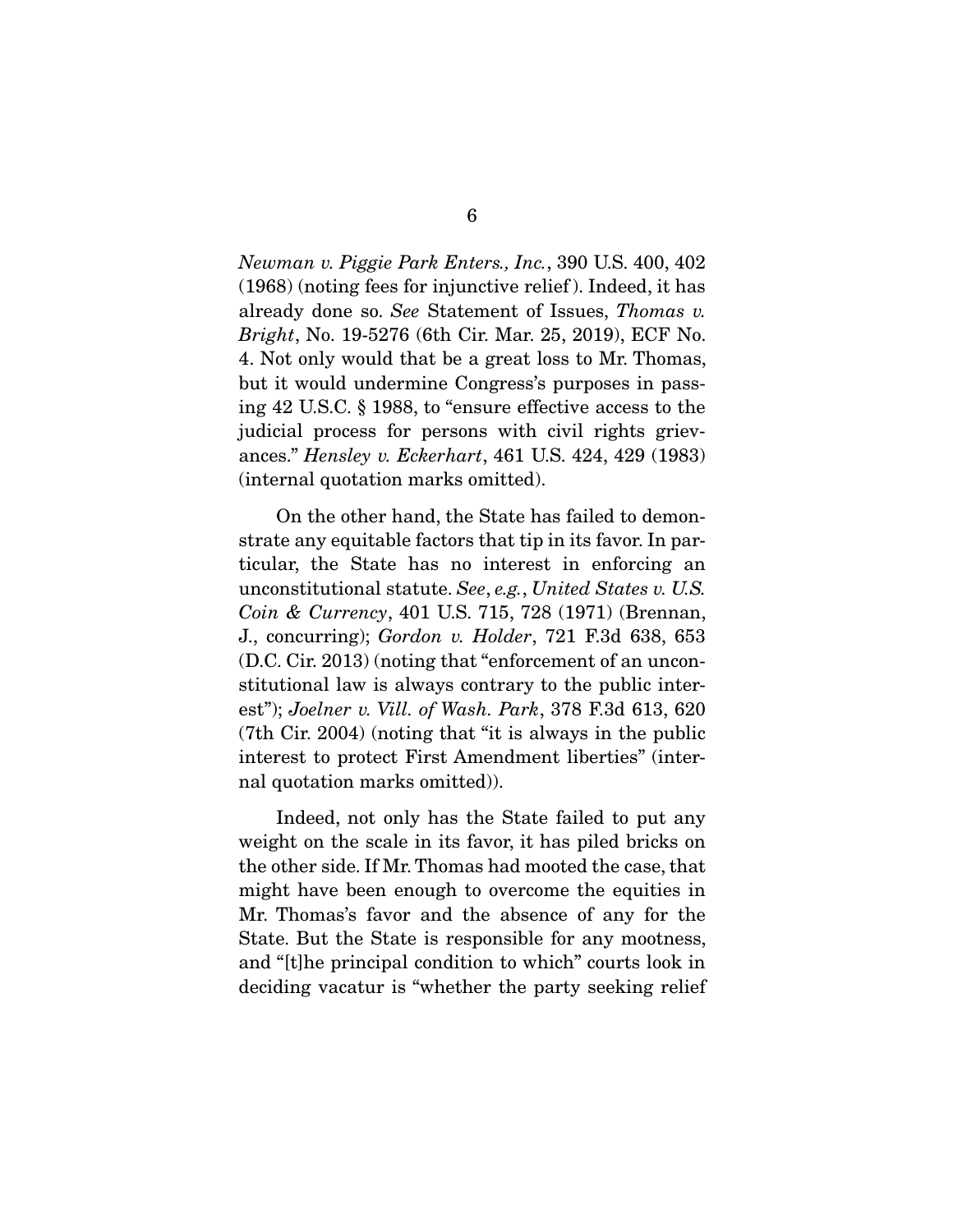*Newman v. Piggie Park Enters., Inc.*, 390 U.S. 400, 402 (1968) (noting fees for injunctive relief). Indeed, it has already done so. *See* Statement of Issues, *Thomas v. Bright*, No. 19-5276 (6th Cir. Mar. 25, 2019), ECF No. 4. Not only would that be a great loss to Mr. Thomas, but it would undermine Congress's purposes in passing 42 U.S.C. § 1988, to "ensure effective access to the judicial process for persons with civil rights grievances." *Hensley v. Eckerhart*, 461 U.S. 424, 429 (1983) (internal quotation marks omitted).

On the other hand, the State has failed to demonstrate any equitable factors that tip in its favor. In particular, the State has no interest in enforcing an unconstitutional statute. *See*, *e.g.*, *United States v. U.S. Coin & Currency*, 401 U.S. 715, 728 (1971) (Brennan, J., concurring); *Gordon v. Holder*, 721 F.3d 638, 653 (D.C. Cir. 2013) (noting that "enforcement of an unconstitutional law is always contrary to the public interest"); *Joelner v. Vill. of Wash. Park*, 378 F.3d 613, 620 (7th Cir. 2004) (noting that "it is always in the public interest to protect First Amendment liberties" (internal quotation marks omitted)).

Indeed, not only has the State failed to put any weight on the scale in its favor, it has piled bricks on the other side. If Mr. Thomas had mooted the case, that might have been enough to overcome the equities in Mr. Thomas's favor and the absence of any for the State. But the State is responsible for any mootness, and "[t]he principal condition to which" courts look in deciding vacatur is "whether the party seeking relief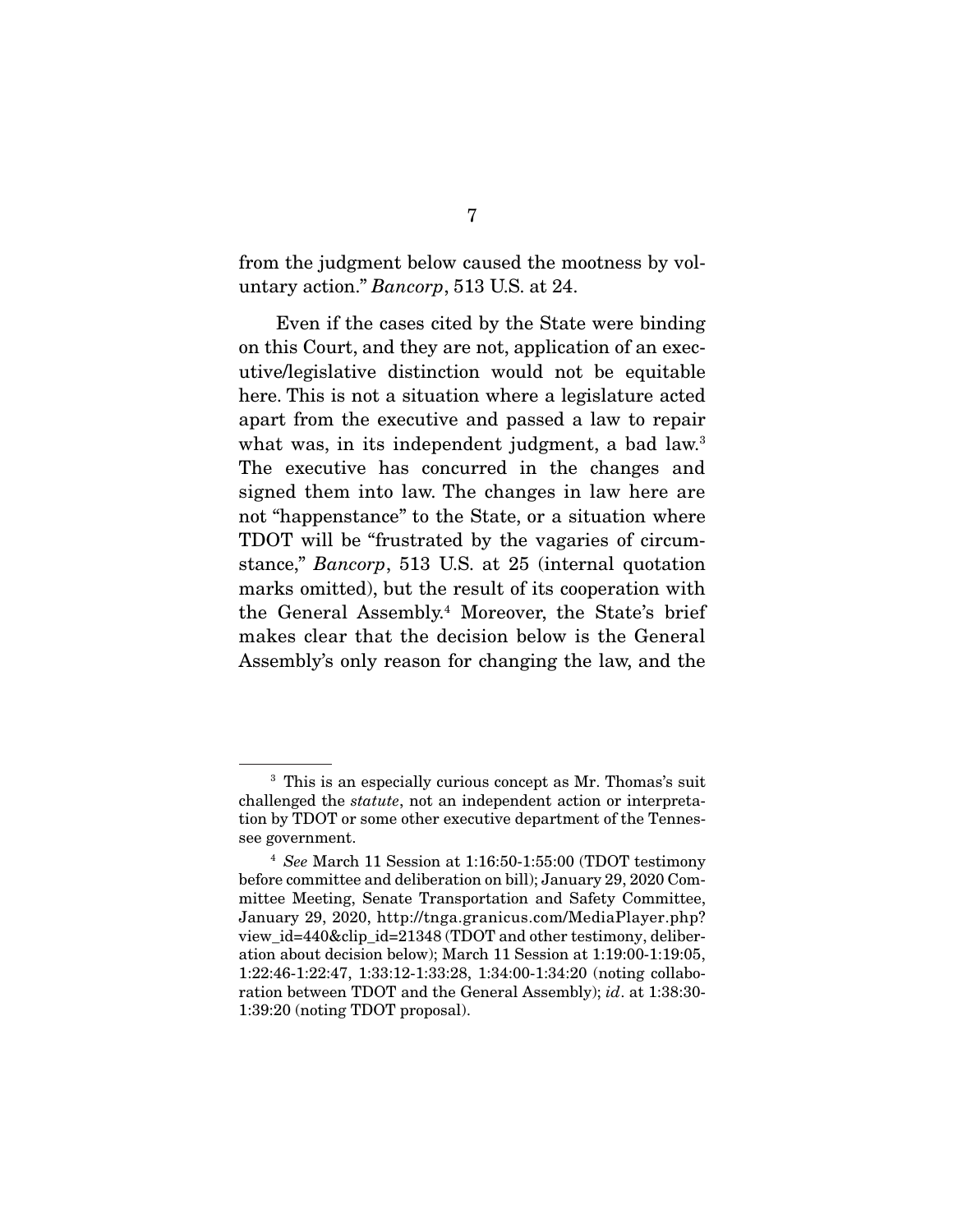from the judgment below caused the mootness by voluntary action." *Bancorp*, 513 U.S. at 24.

Even if the cases cited by the State were binding on this Court, and they are not, application of an executive/legislative distinction would not be equitable here. This is not a situation where a legislature acted apart from the executive and passed a law to repair what was, in its independent judgment, a bad law.[3] The executive has concurred in the changes and signed them into law. The changes in law here are not "happenstance" to the State, or a situation where TDOT will be "frustrated by the vagaries of circumstance," *Bancorp*, 513 U.S. at 25 (internal quotation marks omitted), but the result of its cooperation with the General Assembly.[4] Moreover, the State's brief makes clear that the decision below is the General Assembly's only reason for changing the law, and the

---

[3] This is an especially curious concept as Mr. Thomas's suit challenged the *statute*, not an independent action or interpretation by TDOT or some other executive department of the Tennessee government.

[4] *See* March 11 Session at 1:16:50-1:55:00 (TDOT testimony before committee and deliberation on bill); January 29, 2020 Committee Meeting, Senate Transportation and Safety Committee, January 29, 2020, http://tnga.granicus.com/MediaPlayer.php?view_id=440&clip_id=21348 (TDOT and other testimony, deliberation about decision below); March 11 Session at 1:19:00-1:19:05, 1:22:46-1:22:47, 1:33:12-1:33:28, 1:34:00-1:34:20 (noting collaboration between TDOT and the General Assembly); *id*. at 1:38:30-1:39:20 (noting TDOT proposal).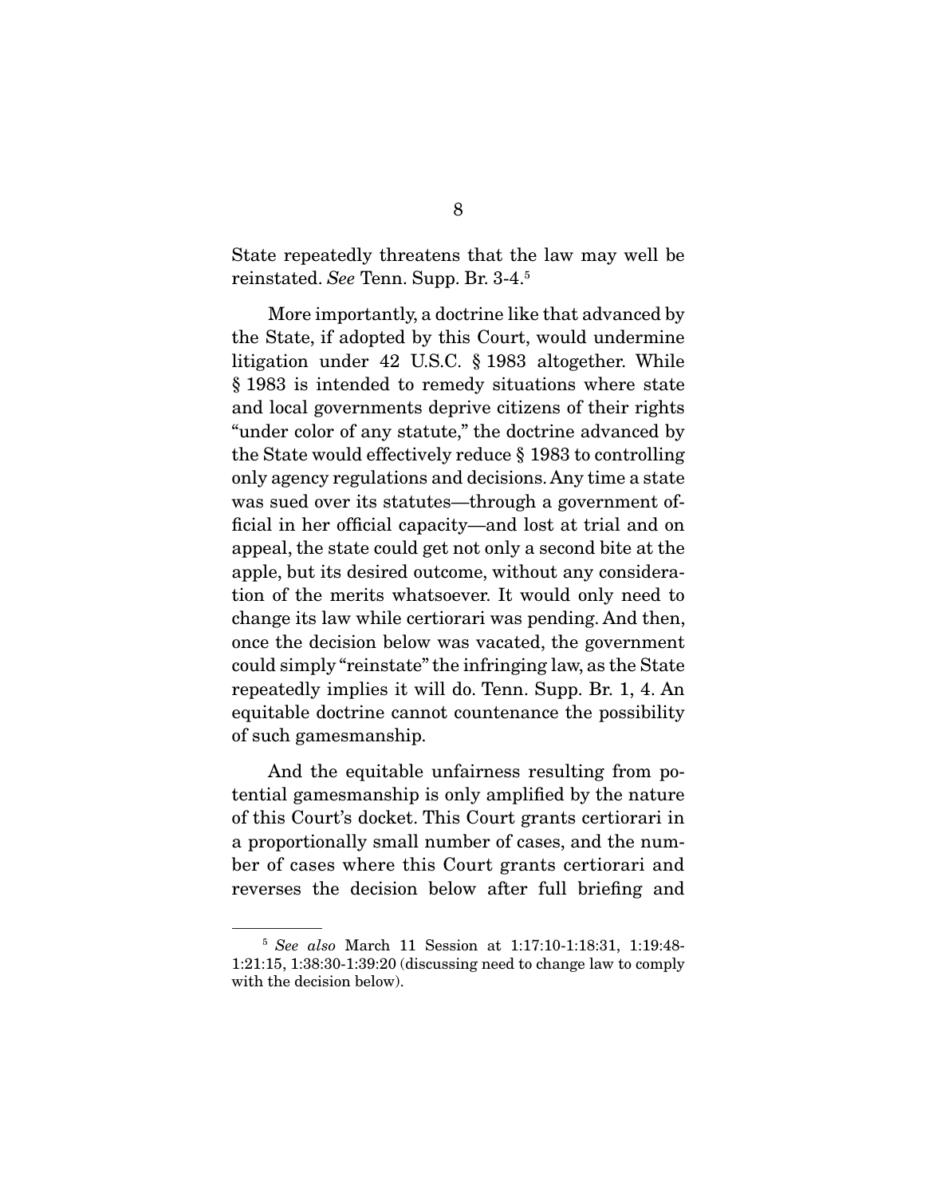State repeatedly threatens that the law may well be reinstated. *See* Tenn. Supp. Br. 3-4.[5]

More importantly, a doctrine like that advanced by the State, if adopted by this Court, would undermine litigation under 42 U.S.C. § 1983 altogether. While § 1983 is intended to remedy situations where state and local governments deprive citizens of their rights "under color of any statute," the doctrine advanced by the State would effectively reduce § 1983 to controlling only agency regulations and decisions. Any time a state was sued over its statutes—through a government official in her official capacity—and lost at trial and on appeal, the state could get not only a second bite at the apple, but its desired outcome, without any consideration of the merits whatsoever. It would only need to change its law while certiorari was pending. And then, once the decision below was vacated, the government could simply "reinstate" the infringing law, as the State repeatedly implies it will do. Tenn. Supp. Br. 1, 4. An equitable doctrine cannot countenance the possibility of such gamesmanship.

And the equitable unfairness resulting from potential gamesmanship is only amplified by the nature of this Court's docket. This Court grants certiorari in a proportionally small number of cases, and the number of cases where this Court grants certiorari and reverses the decision below after full briefing and

---

[5] *See also* March 11 Session at 1:17:10-1:18:31, 1:19:48-1:21:15, 1:38:30-1:39:20 (discussing need to change law to comply with the decision below).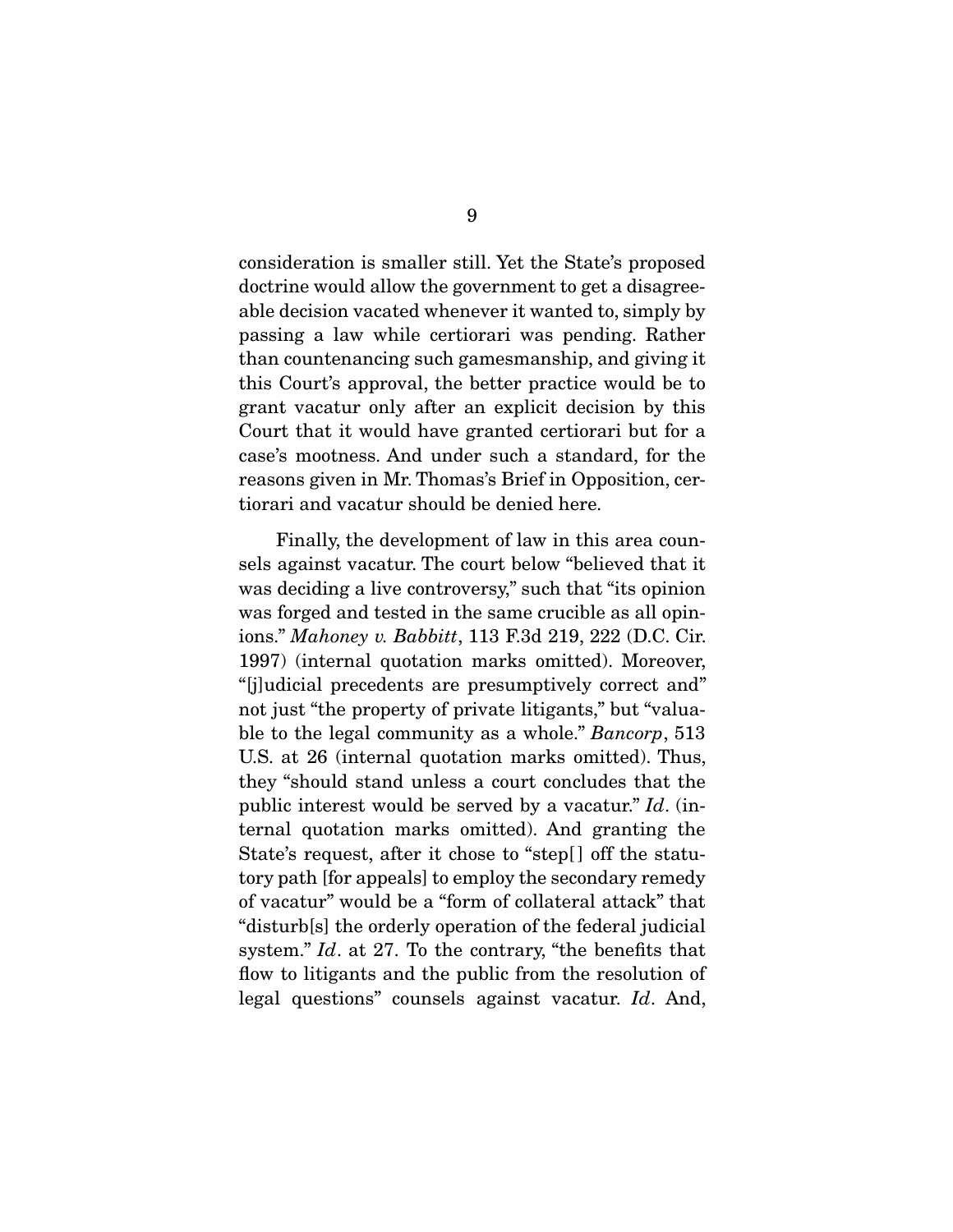consideration is smaller still. Yet the State's proposed doctrine would allow the government to get a disagreeable decision vacated whenever it wanted to, simply by passing a law while certiorari was pending. Rather than countenancing such gamesmanship, and giving it this Court's approval, the better practice would be to grant vacatur only after an explicit decision by this Court that it would have granted certiorari but for a case's mootness. And under such a standard, for the reasons given in Mr. Thomas's Brief in Opposition, certiorari and vacatur should be denied here.

Finally, the development of law in this area counsels against vacatur. The court below "believed that it was deciding a live controversy," such that "its opinion was forged and tested in the same crucible as all opinions." *Mahoney v. Babbitt*, 113 F.3d 219, 222 (D.C. Cir. 1997) (internal quotation marks omitted). Moreover, "[j]udicial precedents are presumptively correct and" not just "the property of private litigants," but "valuable to the legal community as a whole." *Bancorp*, 513 U.S. at 26 (internal quotation marks omitted). Thus, they "should stand unless a court concludes that the public interest would be served by a vacatur." *Id*. (internal quotation marks omitted). And granting the State's request, after it chose to "step[ ] off the statutory path [for appeals] to employ the secondary remedy of vacatur" would be a "form of collateral attack" that "disturb[s] the orderly operation of the federal judicial system." *Id*. at 27. To the contrary, "the benefits that flow to litigants and the public from the resolution of legal questions" counsels against vacatur. *Id*. And,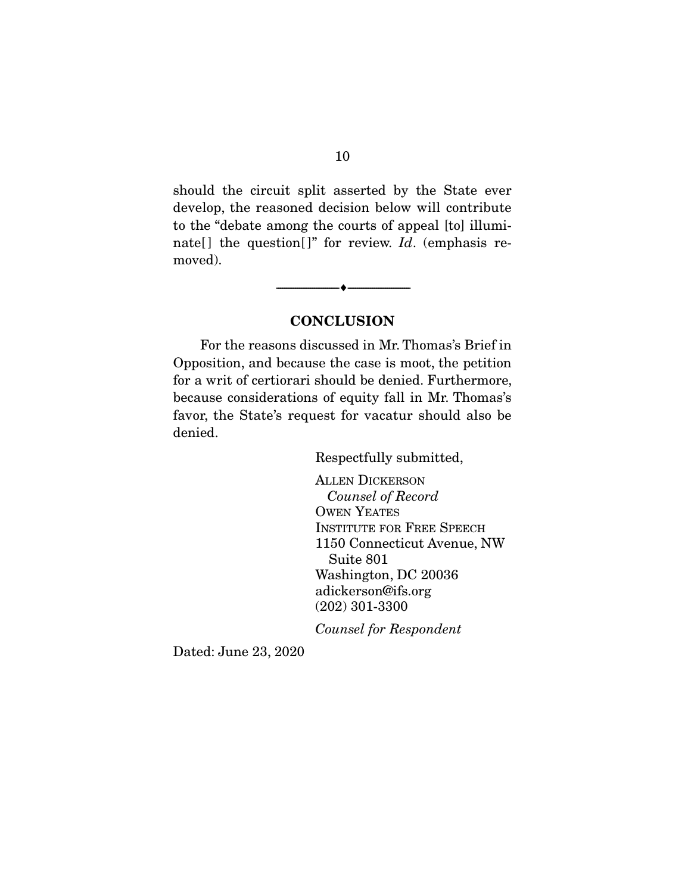should the circuit split asserted by the State ever develop, the reasoned decision below will contribute to the "debate among the courts of appeal [to] illuminate[] the question[]" for review. *Id*. (emphasis removed).

---

## CONCLUSION

For the reasons discussed in Mr. Thomas's Brief in Opposition, and because the case is moot, the petition for a writ of certiorari should be denied. Furthermore, because considerations of equity fall in Mr. Thomas's favor, the State's request for vacatur should also be denied.

Respectfully submitted,

ALLEN DICKERSON
*Counsel of Record*
OWEN YEATES
INSTITUTE FOR FREE SPEECH
1150 Connecticut Avenue, NW
Suite 801
Washington, DC 20036
adickerson@ifs.org
(202) 301-3300

*Counsel for Respondent*

Dated: June 23, 2020